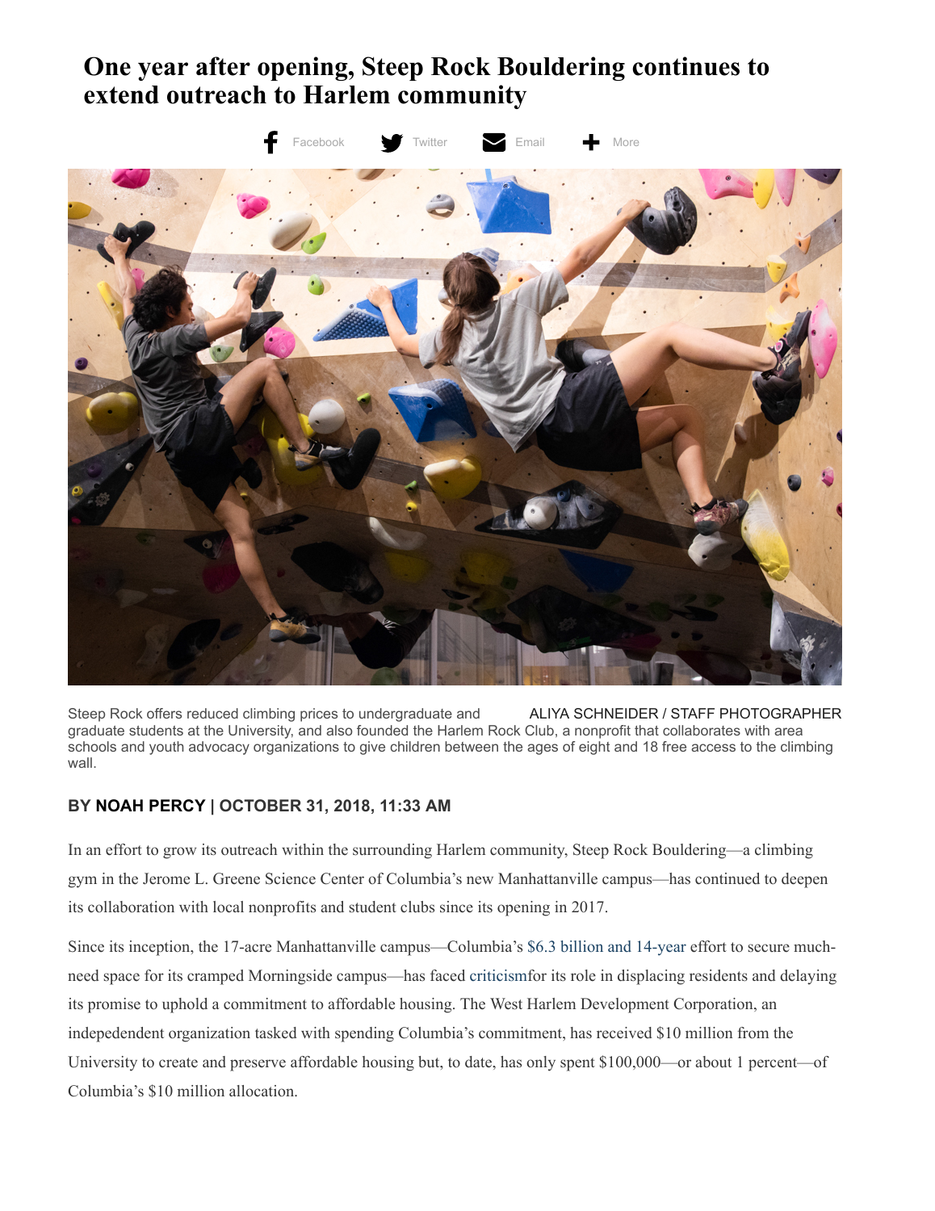# One year after opening, Steep Rock Bouldering continues to extend outreach to Harlem community

Steep Rock offers reduced climbing prices to undergraduate and graduate students at the University, and also founded the Harlem Rock Club, a nonprofit that collaborates with area schools and youth advocacy organizations to give children between the ages of eight and 18 free access to the climbing wall.

ALIYA SCHNEIDER / STAFF PHOTOGRAPHER

**BY NOAH PERCY | OCTOBER 31, 2018, 11:33 AM**

In an effort to grow its outreach within the surrounding Harlem community, Steep Rock Bouldering—a climbing gym in the Jerome L. Greene Science Center of Columbia's new Manhattanville campus—has continued to deepen its collaboration with local nonprofits and student clubs since its opening in 2017.

Since its inception, the 17-acre Manhattanville campus—Columbia's $6.3 billion and 14-year effort to secure much-need space for its cramped Morningside campus—has faced criticismfor its role in displacing residents and delaying its promise to uphold a commitment to affordable housing. The West Harlem Development Corporation, an indepedendent organization tasked with spending Columbia's commitment, has received $10 million from the University to create and preserve affordable housing but, to date, has only spent $100,000—or about 1 percent—of Columbia's $10 million allocation.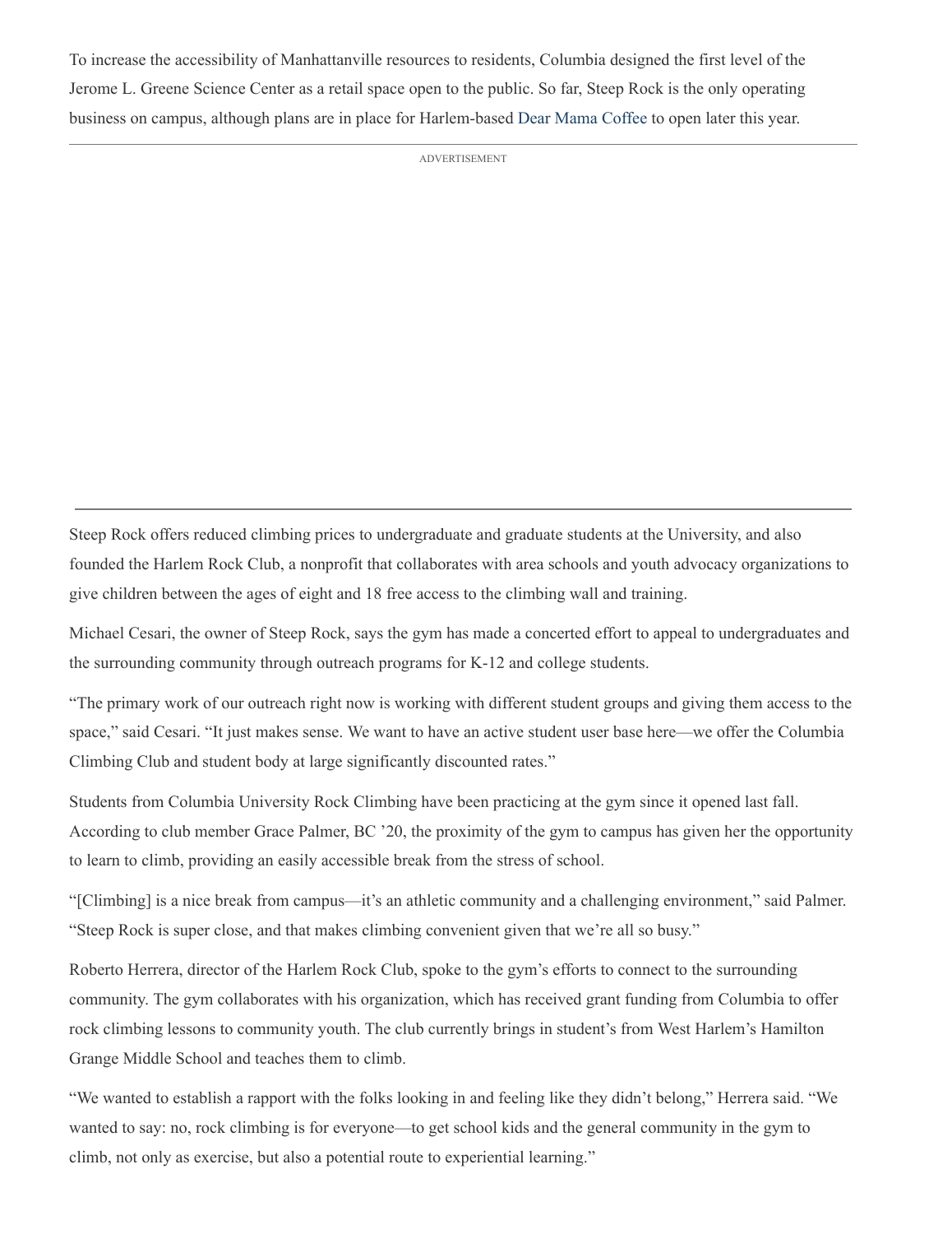To increase the accessibility of Manhattanville resources to residents, Columbia designed the first level of the Jerome L. Greene Science Center as a retail space open to the public. So far, Steep Rock is the only operating business on campus, although plans are in place for Harlem-based Dear Mama Coffee to open later this year.

Steep Rock offers reduced climbing prices to undergraduate and graduate students at the University, and also founded the Harlem Rock Club, a nonprofit that collaborates with area schools and youth advocacy organizations to give children between the ages of eight and 18 free access to the climbing wall and training.

Michael Cesari, the owner of Steep Rock, says the gym has made a concerted effort to appeal to undergraduates and the surrounding community through outreach programs for K-12 and college students.

"The primary work of our outreach right now is working with different student groups and giving them access to the space," said Cesari. "It just makes sense. We want to have an active student user base here—we offer the Columbia Climbing Club and student body at large significantly discounted rates."

Students from Columbia University Rock Climbing have been practicing at the gym since it opened last fall. According to club member Grace Palmer, BC '20, the proximity of the gym to campus has given her the opportunity to learn to climb, providing an easily accessible break from the stress of school.

"[Climbing] is a nice break from campus—it's an athletic community and a challenging environment," said Palmer. "Steep Rock is super close, and that makes climbing convenient given that we're all so busy."

Roberto Herrera, director of the Harlem Rock Club, spoke to the gym's efforts to connect to the surrounding community. The gym collaborates with his organization, which has received grant funding from Columbia to offer rock climbing lessons to community youth. The club currently brings in student's from West Harlem's Hamilton Grange Middle School and teaches them to climb.

"We wanted to establish a rapport with the folks looking in and feeling like they didn't belong," Herrera said. "We wanted to say: no, rock climbing is for everyone—to get school kids and the general community in the gym to climb, not only as exercise, but also a potential route to experiential learning."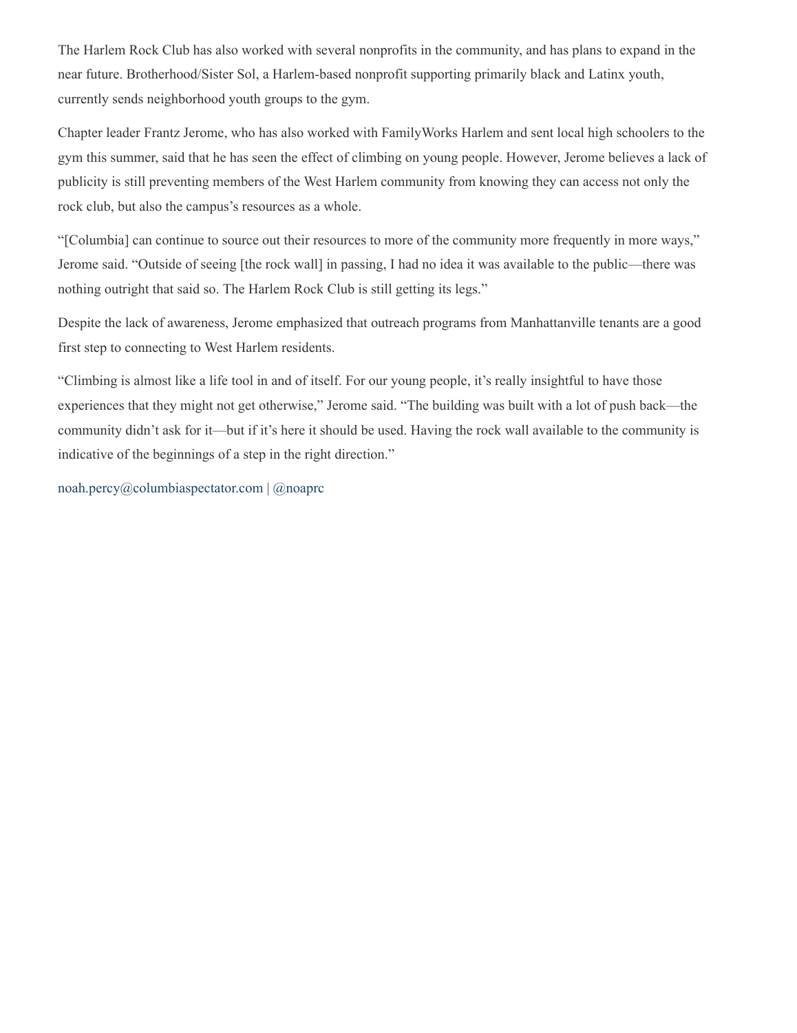The Harlem Rock Club has also worked with several nonprofits in the community, and has plans to expand in the near future. Brotherhood/Sister Sol, a Harlem-based nonprofit supporting primarily black and Latinx youth, currently sends neighborhood youth groups to the gym.

Chapter leader Frantz Jerome, who has also worked with FamilyWorks Harlem and sent local high schoolers to the gym this summer, said that he has seen the effect of climbing on young people. However, Jerome believes a lack of publicity is still preventing members of the West Harlem community from knowing they can access not only the rock club, but also the campus's resources as a whole.

"[Columbia] can continue to source out their resources to more of the community more frequently in more ways," Jerome said. "Outside of seeing [the rock wall] in passing, I had no idea it was available to the public—there was nothing outright that said so. The Harlem Rock Club is still getting its legs."

Despite the lack of awareness, Jerome emphasized that outreach programs from Manhattanville tenants are a good first step to connecting to West Harlem residents.

"Climbing is almost like a life tool in and of itself. For our young people, it's really insightful to have those experiences that they might not get otherwise," Jerome said. "The building was built with a lot of push back—the community didn't ask for it—but if it's here it should be used. Having the rock wall available to the community is indicative of the beginnings of a step in the right direction."

noah.percy@columbiaspectator.com | @noaprc